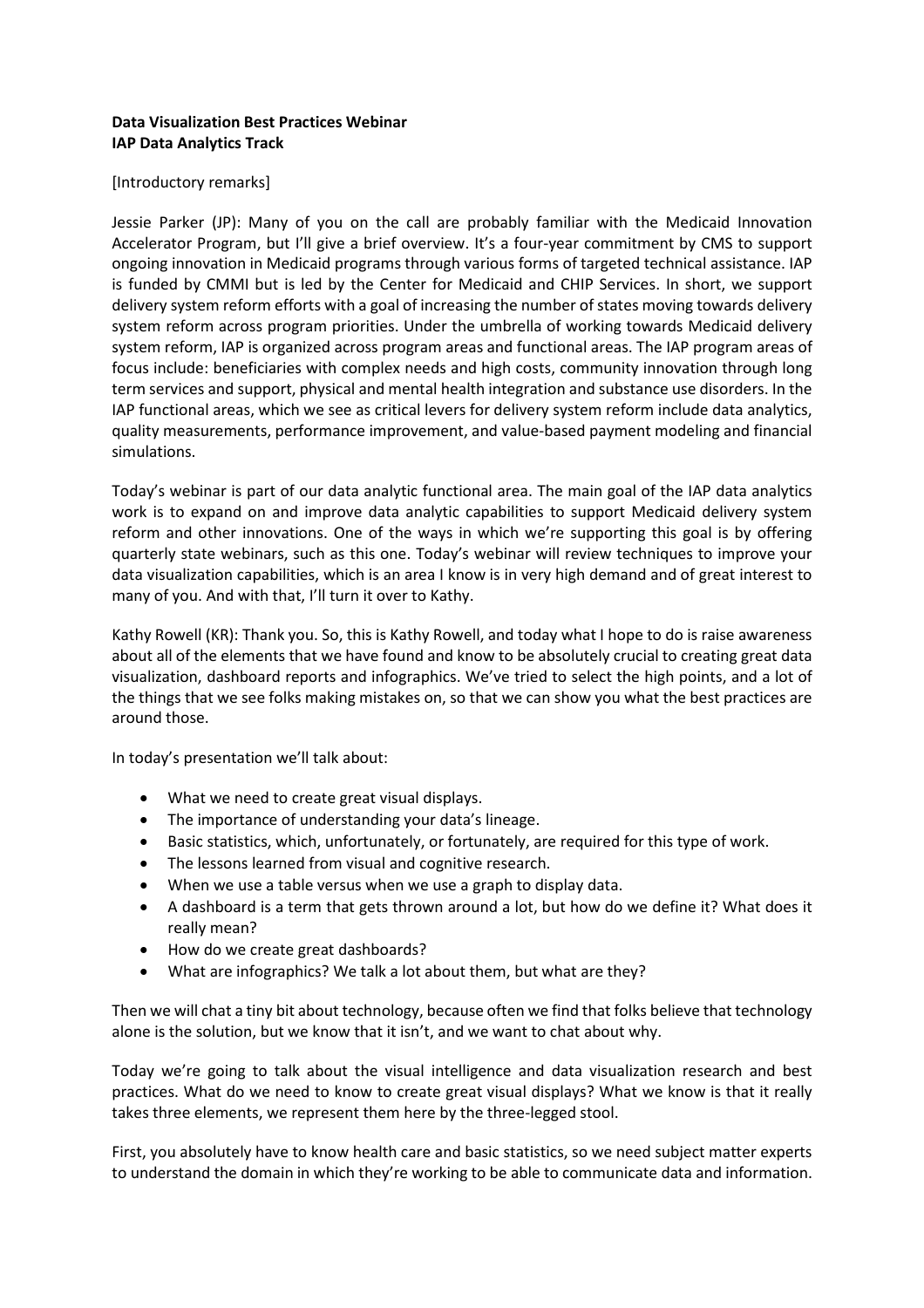**Data Visualization Best Practices Webinar**
**IAP Data Analytics Track**

[Introductory remarks]

Jessie Parker (JP): Many of you on the call are probably familiar with the Medicaid Innovation Accelerator Program, but I'll give a brief overview. It's a four-year commitment by CMS to support ongoing innovation in Medicaid programs through various forms of targeted technical assistance. IAP is funded by CMMI but is led by the Center for Medicaid and CHIP Services. In short, we support delivery system reform efforts with a goal of increasing the number of states moving towards delivery system reform across program priorities. Under the umbrella of working towards Medicaid delivery system reform, IAP is organized across program areas and functional areas. The IAP program areas of focus include: beneficiaries with complex needs and high costs, community innovation through long term services and support, physical and mental health integration and substance use disorders. In the IAP functional areas, which we see as critical levers for delivery system reform include data analytics, quality measurements, performance improvement, and value-based payment modeling and financial simulations.

Today's webinar is part of our data analytic functional area. The main goal of the IAP data analytics work is to expand on and improve data analytic capabilities to support Medicaid delivery system reform and other innovations. One of the ways in which we're supporting this goal is by offering quarterly state webinars, such as this one. Today's webinar will review techniques to improve your data visualization capabilities, which is an area I know is in very high demand and of great interest to many of you. And with that, I'll turn it over to Kathy.

Kathy Rowell (KR): Thank you. So, this is Kathy Rowell, and today what I hope to do is raise awareness about all of the elements that we have found and know to be absolutely crucial to creating great data visualization, dashboard reports and infographics. We've tried to select the high points, and a lot of the things that we see folks making mistakes on, so that we can show you what the best practices are around those.

In today's presentation we'll talk about:

- What we need to create great visual displays.
- The importance of understanding your data's lineage.
- Basic statistics, which, unfortunately, or fortunately, are required for this type of work.
- The lessons learned from visual and cognitive research.
- When we use a table versus when we use a graph to display data.
- A dashboard is a term that gets thrown around a lot, but how do we define it? What does it really mean?
- How do we create great dashboards?
- What are infographics? We talk a lot about them, but what are they?

Then we will chat a tiny bit about technology, because often we find that folks believe that technology alone is the solution, but we know that it isn't, and we want to chat about why.

Today we're going to talk about the visual intelligence and data visualization research and best practices. What do we need to know to create great visual displays? What we know is that it really takes three elements, we represent them here by the three-legged stool.

First, you absolutely have to know health care and basic statistics, so we need subject matter experts to understand the domain in which they're working to be able to communicate data and information.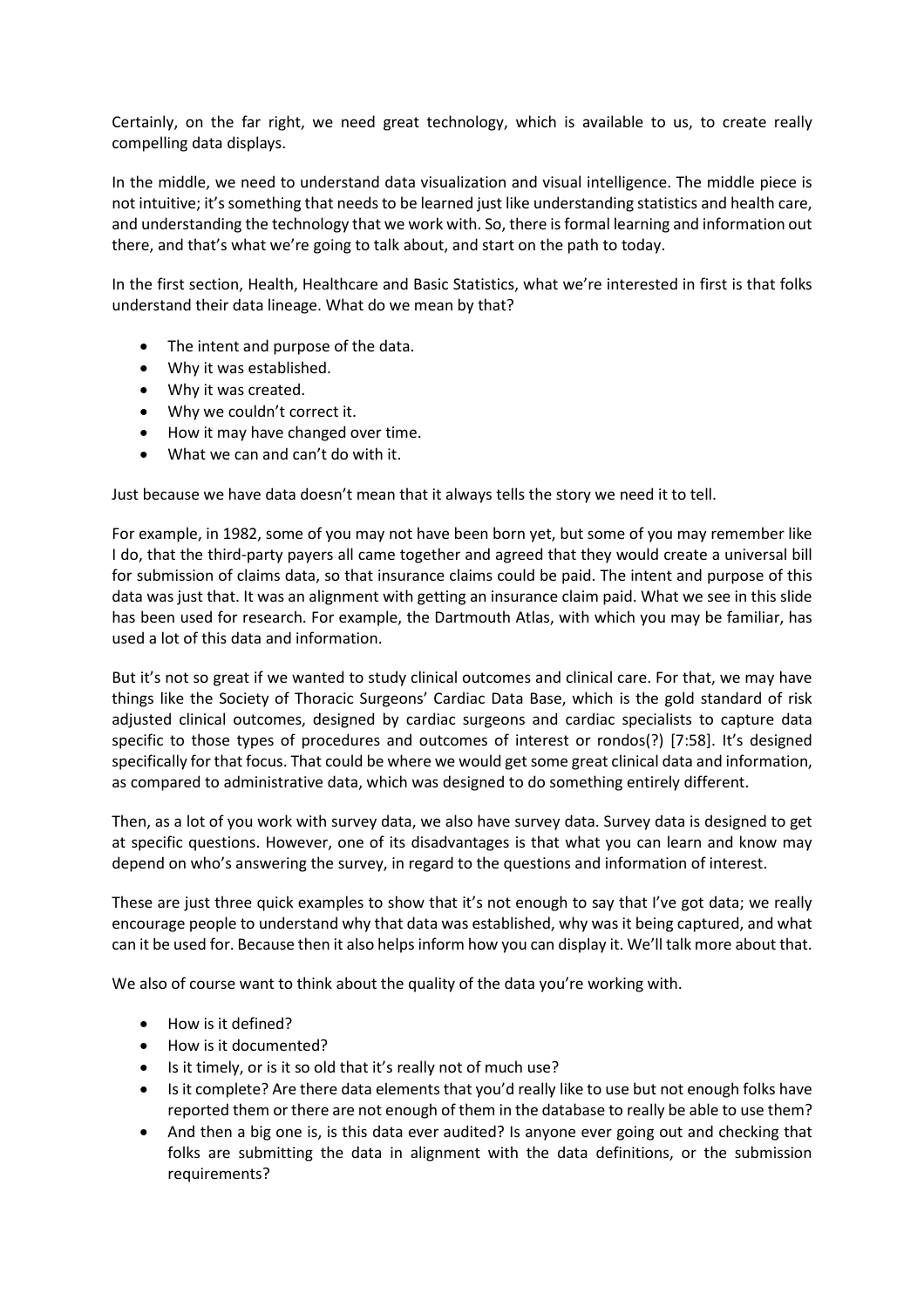Certainly, on the far right, we need great technology, which is available to us, to create really compelling data displays.

In the middle, we need to understand data visualization and visual intelligence. The middle piece is not intuitive; it's something that needs to be learned just like understanding statistics and health care, and understanding the technology that we work with. So, there is formal learning and information out there, and that's what we're going to talk about, and start on the path to today.

In the first section, Health, Healthcare and Basic Statistics, what we're interested in first is that folks understand their data lineage. What do we mean by that?

- The intent and purpose of the data.
- Why it was established.
- Why it was created.
- Why we couldn't correct it.
- How it may have changed over time.
- What we can and can't do with it.

Just because we have data doesn't mean that it always tells the story we need it to tell.

For example, in 1982, some of you may not have been born yet, but some of you may remember like I do, that the third-party payers all came together and agreed that they would create a universal bill for submission of claims data, so that insurance claims could be paid. The intent and purpose of this data was just that. It was an alignment with getting an insurance claim paid. What we see in this slide has been used for research. For example, the Dartmouth Atlas, with which you may be familiar, has used a lot of this data and information.

But it's not so great if we wanted to study clinical outcomes and clinical care. For that, we may have things like the Society of Thoracic Surgeons' Cardiac Data Base, which is the gold standard of risk adjusted clinical outcomes, designed by cardiac surgeons and cardiac specialists to capture data specific to those types of procedures and outcomes of interest or rondos(?) [7:58]. It's designed specifically for that focus. That could be where we would get some great clinical data and information, as compared to administrative data, which was designed to do something entirely different.

Then, as a lot of you work with survey data, we also have survey data. Survey data is designed to get at specific questions. However, one of its disadvantages is that what you can learn and know may depend on who's answering the survey, in regard to the questions and information of interest.

These are just three quick examples to show that it's not enough to say that I've got data; we really encourage people to understand why that data was established, why was it being captured, and what can it be used for. Because then it also helps inform how you can display it. We'll talk more about that.

We also of course want to think about the quality of the data you're working with.

- How is it defined?
- How is it documented?
- Is it timely, or is it so old that it's really not of much use?
- Is it complete? Are there data elements that you'd really like to use but not enough folks have reported them or there are not enough of them in the database to really be able to use them?
- And then a big one is, is this data ever audited? Is anyone ever going out and checking that folks are submitting the data in alignment with the data definitions, or the submission requirements?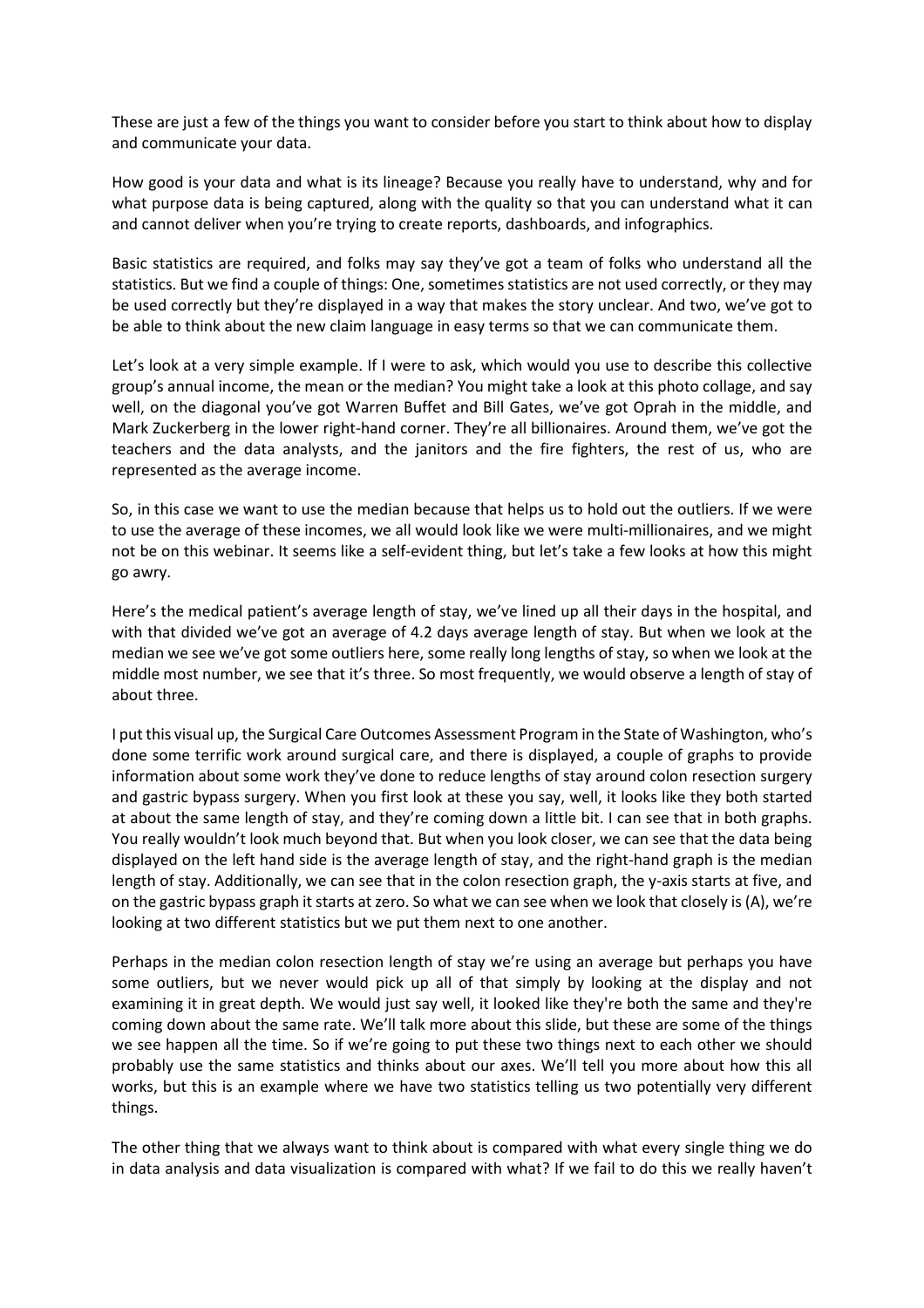These are just a few of the things you want to consider before you start to think about how to display and communicate your data.

How good is your data and what is its lineage? Because you really have to understand, why and for what purpose data is being captured, along with the quality so that you can understand what it can and cannot deliver when you're trying to create reports, dashboards, and infographics.

Basic statistics are required, and folks may say they've got a team of folks who understand all the statistics. But we find a couple of things: One, sometimes statistics are not used correctly, or they may be used correctly but they're displayed in a way that makes the story unclear. And two, we've got to be able to think about the new claim language in easy terms so that we can communicate them.

Let's look at a very simple example. If I were to ask, which would you use to describe this collective group's annual income, the mean or the median? You might take a look at this photo collage, and say well, on the diagonal you've got Warren Buffet and Bill Gates, we've got Oprah in the middle, and Mark Zuckerberg in the lower right-hand corner. They're all billionaires. Around them, we've got the teachers and the data analysts, and the janitors and the fire fighters, the rest of us, who are represented as the average income.

So, in this case we want to use the median because that helps us to hold out the outliers. If we were to use the average of these incomes, we all would look like we were multi-millionaires, and we might not be on this webinar. It seems like a self-evident thing, but let's take a few looks at how this might go awry.

Here's the medical patient's average length of stay, we've lined up all their days in the hospital, and with that divided we've got an average of 4.2 days average length of stay. But when we look at the median we see we've got some outliers here, some really long lengths of stay, so when we look at the middle most number, we see that it's three. So most frequently, we would observe a length of stay of about three.

I put this visual up, the Surgical Care Outcomes Assessment Program in the State of Washington, who's done some terrific work around surgical care, and there is displayed, a couple of graphs to provide information about some work they've done to reduce lengths of stay around colon resection surgery and gastric bypass surgery. When you first look at these you say, well, it looks like they both started at about the same length of stay, and they're coming down a little bit. I can see that in both graphs. You really wouldn't look much beyond that. But when you look closer, we can see that the data being displayed on the left hand side is the average length of stay, and the right-hand graph is the median length of stay. Additionally, we can see that in the colon resection graph, the y-axis starts at five, and on the gastric bypass graph it starts at zero. So what we can see when we look that closely is (A), we're looking at two different statistics but we put them next to one another.

Perhaps in the median colon resection length of stay we're using an average but perhaps you have some outliers, but we never would pick up all of that simply by looking at the display and not examining it in great depth. We would just say well, it looked like they're both the same and they're coming down about the same rate. We'll talk more about this slide, but these are some of the things we see happen all the time. So if we're going to put these two things next to each other we should probably use the same statistics and thinks about our axes. We'll tell you more about how this all works, but this is an example where we have two statistics telling us two potentially very different things.

The other thing that we always want to think about is compared with what every single thing we do in data analysis and data visualization is compared with what? If we fail to do this we really haven't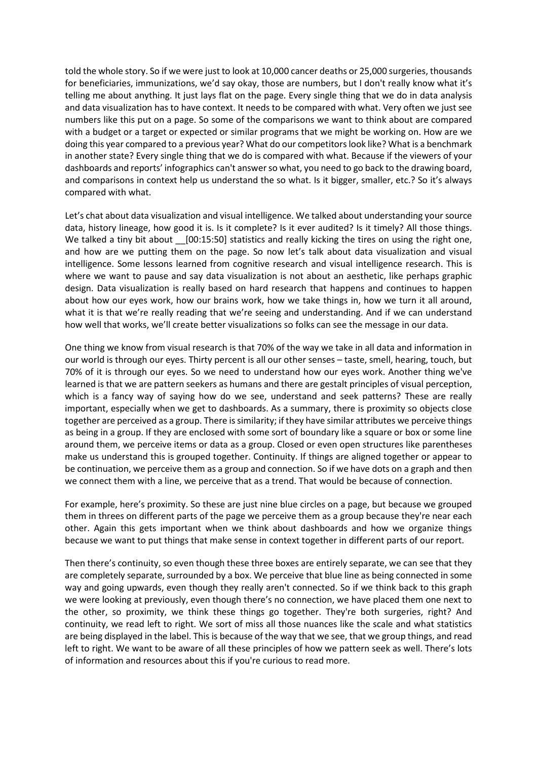told the whole story. So if we were just to look at 10,000 cancer deaths or 25,000 surgeries, thousands for beneficiaries, immunizations, we'd say okay, those are numbers, but I don't really know what it's telling me about anything. It just lays flat on the page. Every single thing that we do in data analysis and data visualization has to have context. It needs to be compared with what. Very often we just see numbers like this put on a page. So some of the comparisons we want to think about are compared with a budget or a target or expected or similar programs that we might be working on. How are we doing this year compared to a previous year? What do our competitors look like? What is a benchmark in another state? Every single thing that we do is compared with what. Because if the viewers of your dashboards and reports' infographics can't answer so what, you need to go back to the drawing board, and comparisons in context help us understand the so what. Is it bigger, smaller, etc.? So it's always compared with what.

Let's chat about data visualization and visual intelligence. We talked about understanding your source data, history lineage, how good it is. Is it complete? Is it ever audited? Is it timely? All those things. We talked a tiny bit about __[00:15:50] statistics and really kicking the tires on using the right one, and how are we putting them on the page. So now let's talk about data visualization and visual intelligence. Some lessons learned from cognitive research and visual intelligence research. This is where we want to pause and say data visualization is not about an aesthetic, like perhaps graphic design. Data visualization is really based on hard research that happens and continues to happen about how our eyes work, how our brains work, how we take things in, how we turn it all around, what it is that we're really reading that we're seeing and understanding. And if we can understand how well that works, we'll create better visualizations so folks can see the message in our data.

One thing we know from visual research is that 70% of the way we take in all data and information in our world is through our eyes. Thirty percent is all our other senses – taste, smell, hearing, touch, but 70% of it is through our eyes. So we need to understand how our eyes work. Another thing we've learned is that we are pattern seekers as humans and there are gestalt principles of visual perception, which is a fancy way of saying how do we see, understand and seek patterns? These are really important, especially when we get to dashboards. As a summary, there is proximity so objects close together are perceived as a group. There is similarity; if they have similar attributes we perceive things as being in a group. If they are enclosed with some sort of boundary like a square or box or some line around them, we perceive items or data as a group. Closed or even open structures like parentheses make us understand this is grouped together. Continuity. If things are aligned together or appear to be continuation, we perceive them as a group and connection. So if we have dots on a graph and then we connect them with a line, we perceive that as a trend. That would be because of connection.

For example, here's proximity. So these are just nine blue circles on a page, but because we grouped them in threes on different parts of the page we perceive them as a group because they're near each other. Again this gets important when we think about dashboards and how we organize things because we want to put things that make sense in context together in different parts of our report.

Then there's continuity, so even though these three boxes are entirely separate, we can see that they are completely separate, surrounded by a box. We perceive that blue line as being connected in some way and going upwards, even though they really aren't connected. So if we think back to this graph we were looking at previously, even though there's no connection, we have placed them one next to the other, so proximity, we think these things go together. They're both surgeries, right? And continuity, we read left to right. We sort of miss all those nuances like the scale and what statistics are being displayed in the label. This is because of the way that we see, that we group things, and read left to right. We want to be aware of all these principles of how we pattern seek as well. There's lots of information and resources about this if you're curious to read more.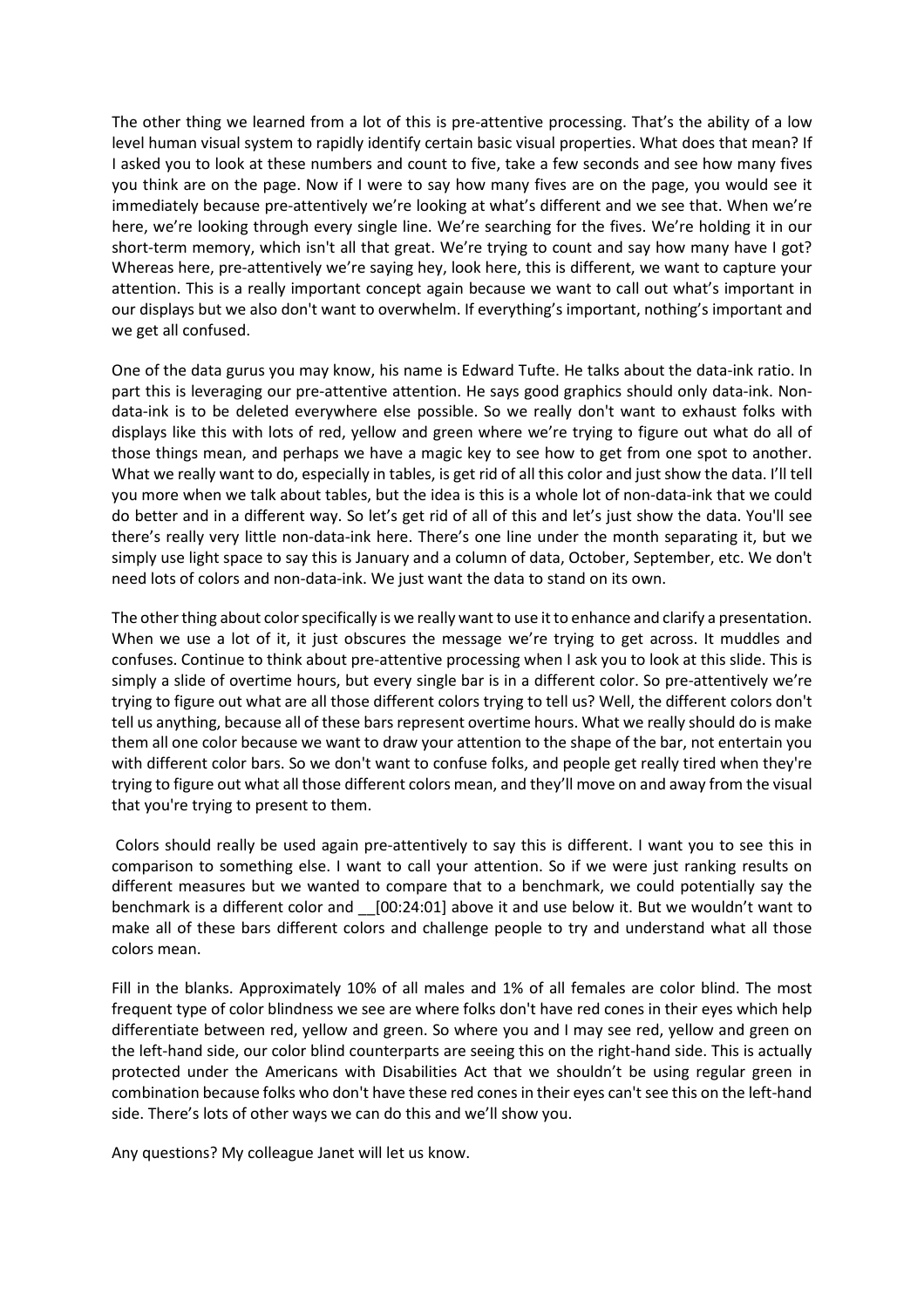The other thing we learned from a lot of this is pre-attentive processing. That's the ability of a low level human visual system to rapidly identify certain basic visual properties. What does that mean? If I asked you to look at these numbers and count to five, take a few seconds and see how many fives you think are on the page. Now if I were to say how many fives are on the page, you would see it immediately because pre-attentively we're looking at what's different and we see that. When we're here, we're looking through every single line. We're searching for the fives. We're holding it in our short-term memory, which isn't all that great. We're trying to count and say how many have I got? Whereas here, pre-attentively we're saying hey, look here, this is different, we want to capture your attention. This is a really important concept again because we want to call out what's important in our displays but we also don't want to overwhelm. If everything's important, nothing's important and we get all confused.

One of the data gurus you may know, his name is Edward Tufte. He talks about the data-ink ratio. In part this is leveraging our pre-attentive attention. He says good graphics should only data-ink. Non-data-ink is to be deleted everywhere else possible. So we really don't want to exhaust folks with displays like this with lots of red, yellow and green where we're trying to figure out what do all of those things mean, and perhaps we have a magic key to see how to get from one spot to another. What we really want to do, especially in tables, is get rid of all this color and just show the data. I'll tell you more when we talk about tables, but the idea is this is a whole lot of non-data-ink that we could do better and in a different way. So let's get rid of all of this and let's just show the data. You'll see there's really very little non-data-ink here. There's one line under the month separating it, but we simply use light space to say this is January and a column of data, October, September, etc. We don't need lots of colors and non-data-ink. We just want the data to stand on its own.

The other thing about color specifically is we really want to use it to enhance and clarify a presentation. When we use a lot of it, it just obscures the message we're trying to get across. It muddles and confuses. Continue to think about pre-attentive processing when I ask you to look at this slide. This is simply a slide of overtime hours, but every single bar is in a different color. So pre-attentively we're trying to figure out what are all those different colors trying to tell us? Well, the different colors don't tell us anything, because all of these bars represent overtime hours. What we really should do is make them all one color because we want to draw your attention to the shape of the bar, not entertain you with different color bars. So we don't want to confuse folks, and people get really tired when they're trying to figure out what all those different colors mean, and they'll move on and away from the visual that you're trying to present to them.

Colors should really be used again pre-attentively to say this is different. I want you to see this in comparison to something else. I want to call your attention. So if we were just ranking results on different measures but we wanted to compare that to a benchmark, we could potentially say the benchmark is a different color and __[00:24:01] above it and use below it. But we wouldn't want to make all of these bars different colors and challenge people to try and understand what all those colors mean.

Fill in the blanks. Approximately 10% of all males and 1% of all females are color blind. The most frequent type of color blindness we see are where folks don't have red cones in their eyes which help differentiate between red, yellow and green. So where you and I may see red, yellow and green on the left-hand side, our color blind counterparts are seeing this on the right-hand side. This is actually protected under the Americans with Disabilities Act that we shouldn't be using regular green in combination because folks who don't have these red cones in their eyes can't see this on the left-hand side. There's lots of other ways we can do this and we'll show you.

Any questions? My colleague Janet will let us know.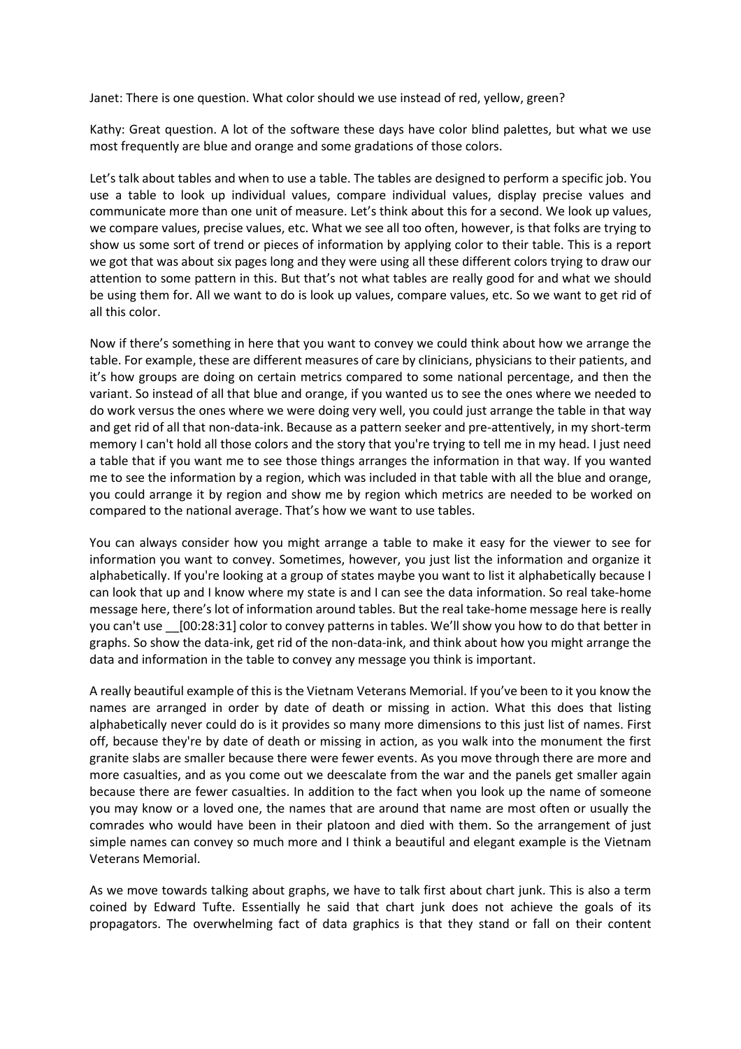Janet: There is one question. What color should we use instead of red, yellow, green?

Kathy: Great question. A lot of the software these days have color blind palettes, but what we use most frequently are blue and orange and some gradations of those colors.

Let's talk about tables and when to use a table. The tables are designed to perform a specific job. You use a table to look up individual values, compare individual values, display precise values and communicate more than one unit of measure. Let's think about this for a second. We look up values, we compare values, precise values, etc. What we see all too often, however, is that folks are trying to show us some sort of trend or pieces of information by applying color to their table. This is a report we got that was about six pages long and they were using all these different colors trying to draw our attention to some pattern in this. But that's not what tables are really good for and what we should be using them for. All we want to do is look up values, compare values, etc. So we want to get rid of all this color.

Now if there's something in here that you want to convey we could think about how we arrange the table. For example, these are different measures of care by clinicians, physicians to their patients, and it's how groups are doing on certain metrics compared to some national percentage, and then the variant. So instead of all that blue and orange, if you wanted us to see the ones where we needed to do work versus the ones where we were doing very well, you could just arrange the table in that way and get rid of all that non-data-ink. Because as a pattern seeker and pre-attentively, in my short-term memory I can't hold all those colors and the story that you're trying to tell me in my head. I just need a table that if you want me to see those things arranges the information in that way. If you wanted me to see the information by a region, which was included in that table with all the blue and orange, you could arrange it by region and show me by region which metrics are needed to be worked on compared to the national average. That's how we want to use tables.

You can always consider how you might arrange a table to make it easy for the viewer to see for information you want to convey. Sometimes, however, you just list the information and organize it alphabetically. If you're looking at a group of states maybe you want to list it alphabetically because I can look that up and I know where my state is and I can see the data information. So real take-home message here, there's lot of information around tables. But the real take-home message here is really you can't use __[00:28:31] color to convey patterns in tables. We'll show you how to do that better in graphs. So show the data-ink, get rid of the non-data-ink, and think about how you might arrange the data and information in the table to convey any message you think is important.

A really beautiful example of this is the Vietnam Veterans Memorial. If you've been to it you know the names are arranged in order by date of death or missing in action. What this does that listing alphabetically never could do is it provides so many more dimensions to this just list of names. First off, because they're by date of death or missing in action, as you walk into the monument the first granite slabs are smaller because there were fewer events. As you move through there are more and more casualties, and as you come out we deescalate from the war and the panels get smaller again because there are fewer casualties. In addition to the fact when you look up the name of someone you may know or a loved one, the names that are around that name are most often or usually the comrades who would have been in their platoon and died with them. So the arrangement of just simple names can convey so much more and I think a beautiful and elegant example is the Vietnam Veterans Memorial.

As we move towards talking about graphs, we have to talk first about chart junk. This is also a term coined by Edward Tufte. Essentially he said that chart junk does not achieve the goals of its propagators. The overwhelming fact of data graphics is that they stand or fall on their content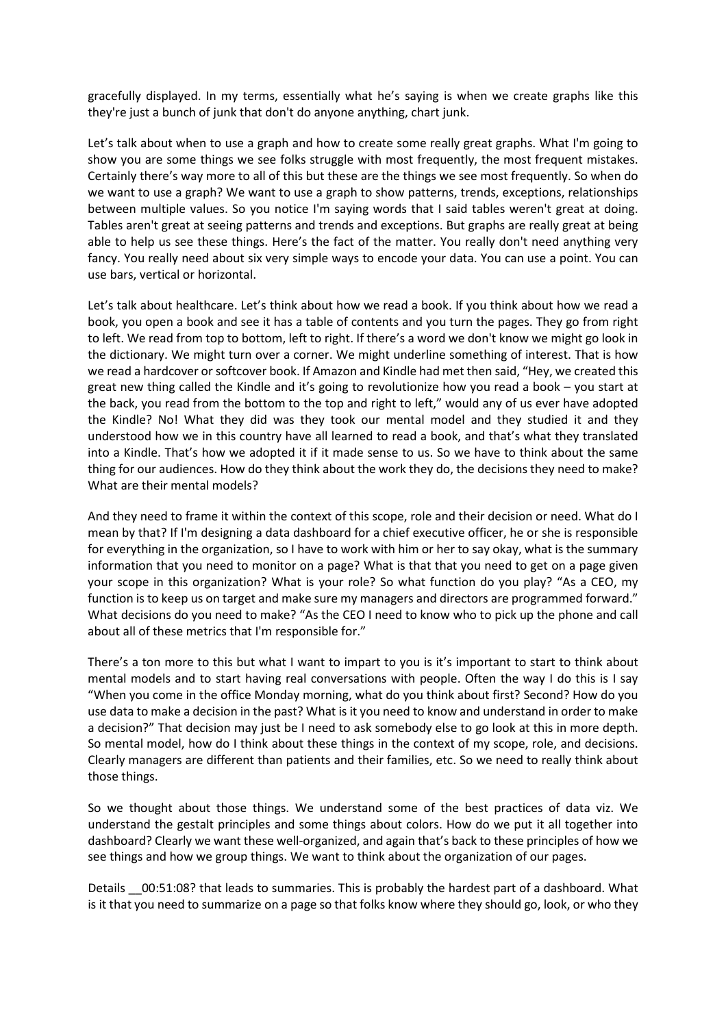gracefully displayed. In my terms, essentially what he's saying is when we create graphs like this they're just a bunch of junk that don't do anyone anything, chart junk.

Let's talk about when to use a graph and how to create some really great graphs. What I'm going to show you are some things we see folks struggle with most frequently, the most frequent mistakes. Certainly there's way more to all of this but these are the things we see most frequently. So when do we want to use a graph? We want to use a graph to show patterns, trends, exceptions, relationships between multiple values. So you notice I'm saying words that I said tables weren't great at doing. Tables aren't great at seeing patterns and trends and exceptions. But graphs are really great at being able to help us see these things. Here's the fact of the matter. You really don't need anything very fancy. You really need about six very simple ways to encode your data. You can use a point. You can use bars, vertical or horizontal.

Let's talk about healthcare. Let's think about how we read a book. If you think about how we read a book, you open a book and see it has a table of contents and you turn the pages. They go from right to left. We read from top to bottom, left to right. If there's a word we don't know we might go look in the dictionary. We might turn over a corner. We might underline something of interest. That is how we read a hardcover or softcover book. If Amazon and Kindle had met then said, "Hey, we created this great new thing called the Kindle and it's going to revolutionize how you read a book – you start at the back, you read from the bottom to the top and right to left," would any of us ever have adopted the Kindle? No! What they did was they took our mental model and they studied it and they understood how we in this country have all learned to read a book, and that's what they translated into a Kindle. That's how we adopted it if it made sense to us. So we have to think about the same thing for our audiences. How do they think about the work they do, the decisions they need to make? What are their mental models?

And they need to frame it within the context of this scope, role and their decision or need. What do I mean by that? If I'm designing a data dashboard for a chief executive officer, he or she is responsible for everything in the organization, so I have to work with him or her to say okay, what is the summary information that you need to monitor on a page? What is that that you need to get on a page given your scope in this organization? What is your role? So what function do you play? "As a CEO, my function is to keep us on target and make sure my managers and directors are programmed forward." What decisions do you need to make? "As the CEO I need to know who to pick up the phone and call about all of these metrics that I'm responsible for."

There's a ton more to this but what I want to impart to you is it's important to start to think about mental models and to start having real conversations with people. Often the way I do this is I say "When you come in the office Monday morning, what do you think about first? Second? How do you use data to make a decision in the past? What is it you need to know and understand in order to make a decision?" That decision may just be I need to ask somebody else to go look at this in more depth. So mental model, how do I think about these things in the context of my scope, role, and decisions. Clearly managers are different than patients and their families, etc. So we need to really think about those things.

So we thought about those things. We understand some of the best practices of data viz. We understand the gestalt principles and some things about colors. How do we put it all together into dashboard? Clearly we want these well-organized, and again that's back to these principles of how we see things and how we group things. We want to think about the organization of our pages.

Details __00:51:08? that leads to summaries. This is probably the hardest part of a dashboard. What is it that you need to summarize on a page so that folks know where they should go, look, or who they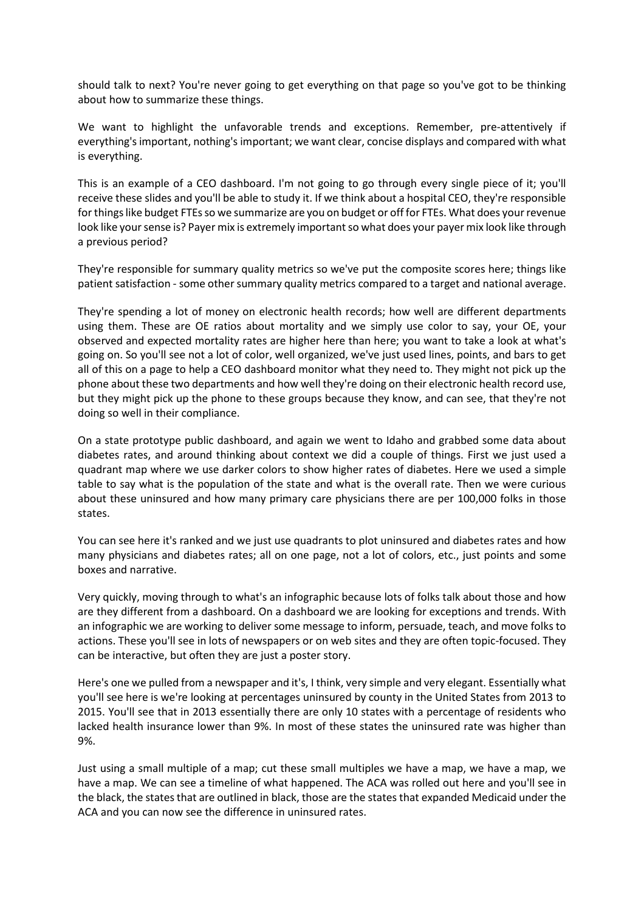should talk to next? You're never going to get everything on that page so you've got to be thinking about how to summarize these things.

We want to highlight the unfavorable trends and exceptions. Remember, pre-attentively if everything's important, nothing's important; we want clear, concise displays and compared with what is everything.

This is an example of a CEO dashboard. I'm not going to go through every single piece of it; you'll receive these slides and you'll be able to study it. If we think about a hospital CEO, they're responsible for things like budget FTEs so we summarize are you on budget or off for FTEs. What does your revenue look like your sense is? Payer mix is extremely important so what does your payer mix look like through a previous period?

They're responsible for summary quality metrics so we've put the composite scores here; things like patient satisfaction - some other summary quality metrics compared to a target and national average.

They're spending a lot of money on electronic health records; how well are different departments using them. These are OE ratios about mortality and we simply use color to say, your OE, your observed and expected mortality rates are higher here than here; you want to take a look at what's going on. So you'll see not a lot of color, well organized, we've just used lines, points, and bars to get all of this on a page to help a CEO dashboard monitor what they need to. They might not pick up the phone about these two departments and how well they're doing on their electronic health record use, but they might pick up the phone to these groups because they know, and can see, that they're not doing so well in their compliance.

On a state prototype public dashboard, and again we went to Idaho and grabbed some data about diabetes rates, and around thinking about context we did a couple of things. First we just used a quadrant map where we use darker colors to show higher rates of diabetes. Here we used a simple table to say what is the population of the state and what is the overall rate. Then we were curious about these uninsured and how many primary care physicians there are per 100,000 folks in those states.

You can see here it's ranked and we just use quadrants to plot uninsured and diabetes rates and how many physicians and diabetes rates; all on one page, not a lot of colors, etc., just points and some boxes and narrative.

Very quickly, moving through to what's an infographic because lots of folks talk about those and how are they different from a dashboard. On a dashboard we are looking for exceptions and trends. With an infographic we are working to deliver some message to inform, persuade, teach, and move folks to actions. These you'll see in lots of newspapers or on web sites and they are often topic-focused. They can be interactive, but often they are just a poster story.

Here's one we pulled from a newspaper and it's, I think, very simple and very elegant. Essentially what you'll see here is we're looking at percentages uninsured by county in the United States from 2013 to 2015. You'll see that in 2013 essentially there are only 10 states with a percentage of residents who lacked health insurance lower than 9%. In most of these states the uninsured rate was higher than 9%.

Just using a small multiple of a map; cut these small multiples we have a map, we have a map, we have a map. We can see a timeline of what happened. The ACA was rolled out here and you'll see in the black, the states that are outlined in black, those are the states that expanded Medicaid under the ACA and you can now see the difference in uninsured rates.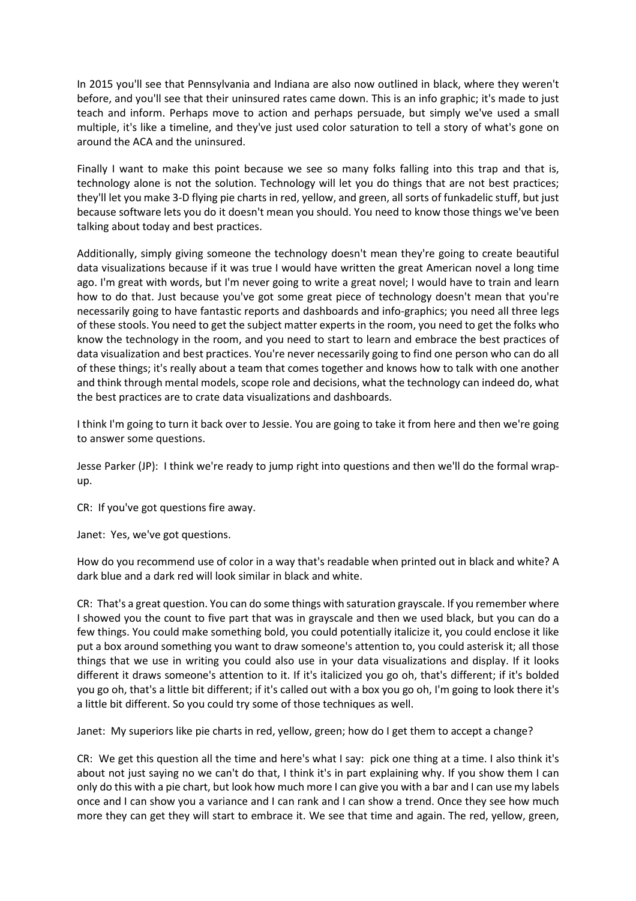In 2015 you'll see that Pennsylvania and Indiana are also now outlined in black, where they weren't before, and you'll see that their uninsured rates came down. This is an info graphic; it's made to just teach and inform. Perhaps move to action and perhaps persuade, but simply we've used a small multiple, it's like a timeline, and they've just used color saturation to tell a story of what's gone on around the ACA and the uninsured.

Finally I want to make this point because we see so many folks falling into this trap and that is, technology alone is not the solution. Technology will let you do things that are not best practices; they'll let you make 3-D flying pie charts in red, yellow, and green, all sorts of funkadelic stuff, but just because software lets you do it doesn't mean you should. You need to know those things we've been talking about today and best practices.

Additionally, simply giving someone the technology doesn't mean they're going to create beautiful data visualizations because if it was true I would have written the great American novel a long time ago. I'm great with words, but I'm never going to write a great novel; I would have to train and learn how to do that. Just because you've got some great piece of technology doesn't mean that you're necessarily going to have fantastic reports and dashboards and info-graphics; you need all three legs of these stools. You need to get the subject matter experts in the room, you need to get the folks who know the technology in the room, and you need to start to learn and embrace the best practices of data visualization and best practices. You're never necessarily going to find one person who can do all of these things; it's really about a team that comes together and knows how to talk with one another and think through mental models, scope role and decisions, what the technology can indeed do, what the best practices are to crate data visualizations and dashboards.

I think I'm going to turn it back over to Jessie. You are going to take it from here and then we're going to answer some questions.

Jesse Parker (JP): I think we're ready to jump right into questions and then we'll do the formal wrap-up.

CR: If you've got questions fire away.

Janet: Yes, we've got questions.

How do you recommend use of color in a way that's readable when printed out in black and white? A dark blue and a dark red will look similar in black and white.

CR: That's a great question. You can do some things with saturation grayscale. If you remember where I showed you the count to five part that was in grayscale and then we used black, but you can do a few things. You could make something bold, you could potentially italicize it, you could enclose it like put a box around something you want to draw someone's attention to, you could asterisk it; all those things that we use in writing you could also use in your data visualizations and display. If it looks different it draws someone's attention to it. If it's italicized you go oh, that's different; if it's bolded you go oh, that's a little bit different; if it's called out with a box you go oh, I'm going to look there it's a little bit different. So you could try some of those techniques as well.

Janet: My superiors like pie charts in red, yellow, green; how do I get them to accept a change?

CR: We get this question all the time and here's what I say: pick one thing at a time. I also think it's about not just saying no we can't do that, I think it's in part explaining why. If you show them I can only do this with a pie chart, but look how much more I can give you with a bar and I can use my labels once and I can show you a variance and I can rank and I can show a trend. Once they see how much more they can get they will start to embrace it. We see that time and again. The red, yellow, green,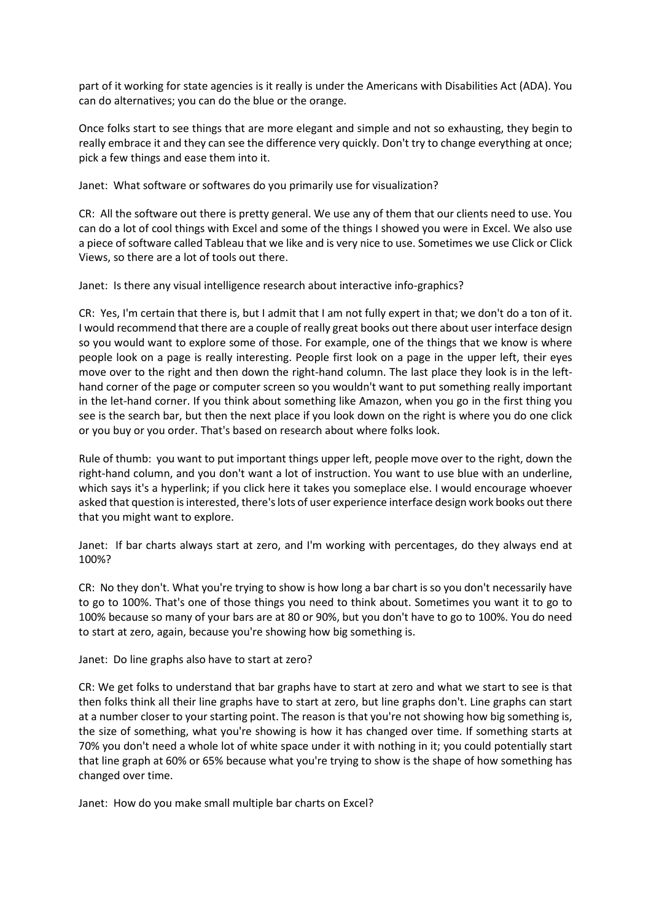part of it working for state agencies is it really is under the Americans with Disabilities Act (ADA). You can do alternatives; you can do the blue or the orange.

Once folks start to see things that are more elegant and simple and not so exhausting, they begin to really embrace it and they can see the difference very quickly. Don't try to change everything at once; pick a few things and ease them into it.

Janet: What software or softwares do you primarily use for visualization?

CR: All the software out there is pretty general. We use any of them that our clients need to use. You can do a lot of cool things with Excel and some of the things I showed you were in Excel. We also use a piece of software called Tableau that we like and is very nice to use. Sometimes we use Click or Click Views, so there are a lot of tools out there.

Janet: Is there any visual intelligence research about interactive info-graphics?

CR: Yes, I'm certain that there is, but I admit that I am not fully expert in that; we don't do a ton of it. I would recommend that there are a couple of really great books out there about user interface design so you would want to explore some of those. For example, one of the things that we know is where people look on a page is really interesting. People first look on a page in the upper left, their eyes move over to the right and then down the right-hand column. The last place they look is in the left-hand corner of the page or computer screen so you wouldn't want to put something really important in the let-hand corner. If you think about something like Amazon, when you go in the first thing you see is the search bar, but then the next place if you look down on the right is where you do one click or you buy or you order. That's based on research about where folks look.

Rule of thumb: you want to put important things upper left, people move over to the right, down the right-hand column, and you don't want a lot of instruction. You want to use blue with an underline, which says it's a hyperlink; if you click here it takes you someplace else. I would encourage whoever asked that question is interested, there's lots of user experience interface design work books out there that you might want to explore.

Janet: If bar charts always start at zero, and I'm working with percentages, do they always end at 100%?

CR: No they don't. What you're trying to show is how long a bar chart is so you don't necessarily have to go to 100%. That's one of those things you need to think about. Sometimes you want it to go to 100% because so many of your bars are at 80 or 90%, but you don't have to go to 100%. You do need to start at zero, again, because you're showing how big something is.

Janet: Do line graphs also have to start at zero?

CR: We get folks to understand that bar graphs have to start at zero and what we start to see is that then folks think all their line graphs have to start at zero, but line graphs don't. Line graphs can start at a number closer to your starting point. The reason is that you're not showing how big something is, the size of something, what you're showing is how it has changed over time. If something starts at 70% you don't need a whole lot of white space under it with nothing in it; you could potentially start that line graph at 60% or 65% because what you're trying to show is the shape of how something has changed over time.

Janet: How do you make small multiple bar charts on Excel?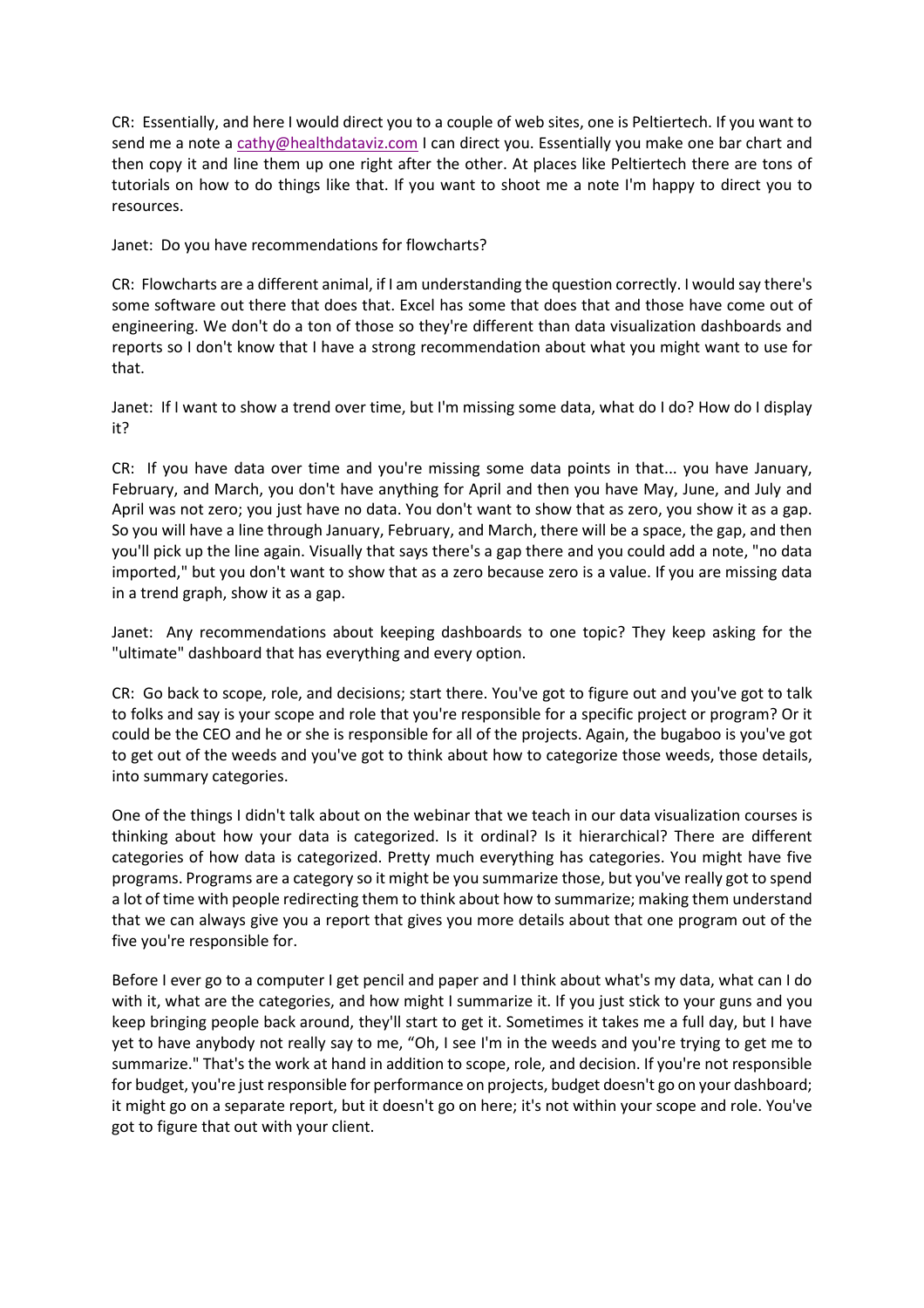CR: Essentially, and here I would direct you to a couple of web sites, one is Peltiertech. If you want to send me a note a cathy@healthdataviz.com I can direct you. Essentially you make one bar chart and then copy it and line them up one right after the other. At places like Peltiertech there are tons of tutorials on how to do things like that. If you want to shoot me a note I'm happy to direct you to resources.

Janet: Do you have recommendations for flowcharts?

CR: Flowcharts are a different animal, if I am understanding the question correctly. I would say there's some software out there that does that. Excel has some that does that and those have come out of engineering. We don't do a ton of those so they're different than data visualization dashboards and reports so I don't know that I have a strong recommendation about what you might want to use for that.

Janet: If I want to show a trend over time, but I'm missing some data, what do I do? How do I display it?

CR: If you have data over time and you're missing some data points in that... you have January, February, and March, you don't have anything for April and then you have May, June, and July and April was not zero; you just have no data. You don't want to show that as zero, you show it as a gap. So you will have a line through January, February, and March, there will be a space, the gap, and then you'll pick up the line again. Visually that says there's a gap there and you could add a note, "no data imported," but you don't want to show that as a zero because zero is a value. If you are missing data in a trend graph, show it as a gap.

Janet: Any recommendations about keeping dashboards to one topic? They keep asking for the "ultimate" dashboard that has everything and every option.

CR: Go back to scope, role, and decisions; start there. You've got to figure out and you've got to talk to folks and say is your scope and role that you're responsible for a specific project or program? Or it could be the CEO and he or she is responsible for all of the projects. Again, the bugaboo is you've got to get out of the weeds and you've got to think about how to categorize those weeds, those details, into summary categories.

One of the things I didn't talk about on the webinar that we teach in our data visualization courses is thinking about how your data is categorized. Is it ordinal? Is it hierarchical? There are different categories of how data is categorized. Pretty much everything has categories. You might have five programs. Programs are a category so it might be you summarize those, but you've really got to spend a lot of time with people redirecting them to think about how to summarize; making them understand that we can always give you a report that gives you more details about that one program out of the five you're responsible for.

Before I ever go to a computer I get pencil and paper and I think about what's my data, what can I do with it, what are the categories, and how might I summarize it. If you just stick to your guns and you keep bringing people back around, they'll start to get it. Sometimes it takes me a full day, but I have yet to have anybody not really say to me, "Oh, I see I'm in the weeds and you're trying to get me to summarize." That's the work at hand in addition to scope, role, and decision. If you're not responsible for budget, you're just responsible for performance on projects, budget doesn't go on your dashboard; it might go on a separate report, but it doesn't go on here; it's not within your scope and role. You've got to figure that out with your client.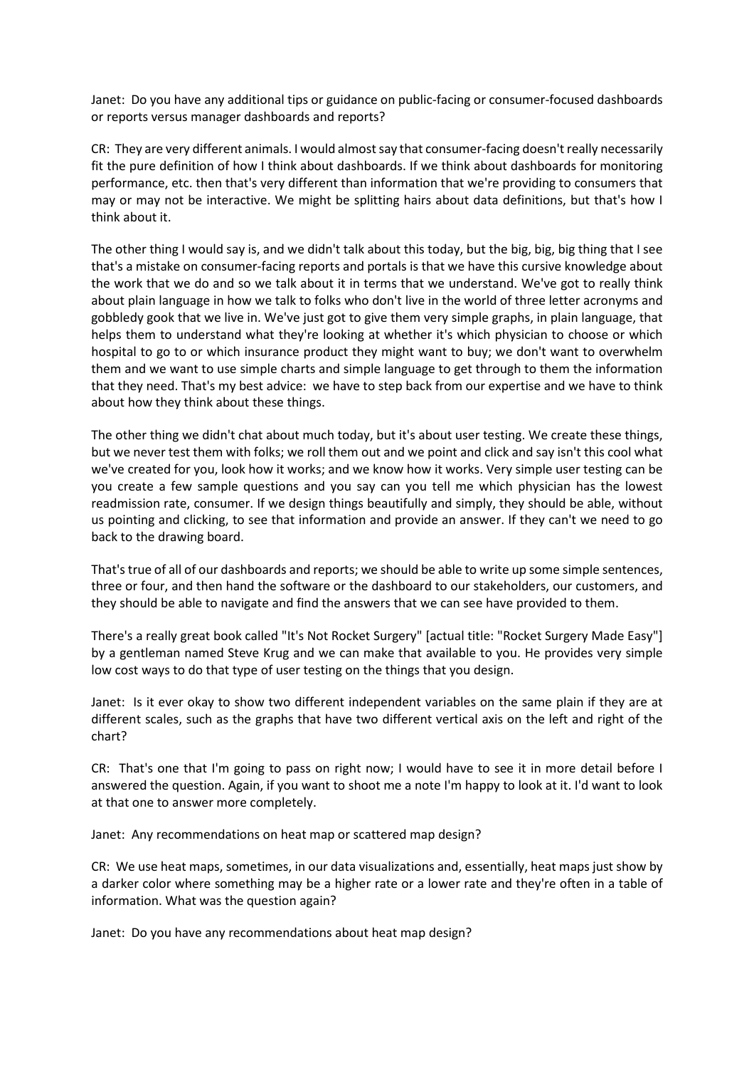Janet: Do you have any additional tips or guidance on public-facing or consumer-focused dashboards or reports versus manager dashboards and reports?

CR: They are very different animals. I would almost say that consumer-facing doesn't really necessarily fit the pure definition of how I think about dashboards. If we think about dashboards for monitoring performance, etc. then that's very different than information that we're providing to consumers that may or may not be interactive. We might be splitting hairs about data definitions, but that's how I think about it.

The other thing I would say is, and we didn't talk about this today, but the big, big, big thing that I see that's a mistake on consumer-facing reports and portals is that we have this cursive knowledge about the work that we do and so we talk about it in terms that we understand. We've got to really think about plain language in how we talk to folks who don't live in the world of three letter acronyms and gobbledy gook that we live in. We've just got to give them very simple graphs, in plain language, that helps them to understand what they're looking at whether it's which physician to choose or which hospital to go to or which insurance product they might want to buy; we don't want to overwhelm them and we want to use simple charts and simple language to get through to them the information that they need. That's my best advice: we have to step back from our expertise and we have to think about how they think about these things.

The other thing we didn't chat about much today, but it's about user testing. We create these things, but we never test them with folks; we roll them out and we point and click and say isn't this cool what we've created for you, look how it works; and we know how it works. Very simple user testing can be you create a few sample questions and you say can you tell me which physician has the lowest readmission rate, consumer. If we design things beautifully and simply, they should be able, without us pointing and clicking, to see that information and provide an answer. If they can't we need to go back to the drawing board.

That's true of all of our dashboards and reports; we should be able to write up some simple sentences, three or four, and then hand the software or the dashboard to our stakeholders, our customers, and they should be able to navigate and find the answers that we can see have provided to them.

There's a really great book called "It's Not Rocket Surgery" [actual title: "Rocket Surgery Made Easy"] by a gentleman named Steve Krug and we can make that available to you. He provides very simple low cost ways to do that type of user testing on the things that you design.

Janet: Is it ever okay to show two different independent variables on the same plain if they are at different scales, such as the graphs that have two different vertical axis on the left and right of the chart?

CR: That's one that I'm going to pass on right now; I would have to see it in more detail before I answered the question. Again, if you want to shoot me a note I'm happy to look at it. I'd want to look at that one to answer more completely.

Janet: Any recommendations on heat map or scattered map design?

CR: We use heat maps, sometimes, in our data visualizations and, essentially, heat maps just show by a darker color where something may be a higher rate or a lower rate and they're often in a table of information. What was the question again?

Janet: Do you have any recommendations about heat map design?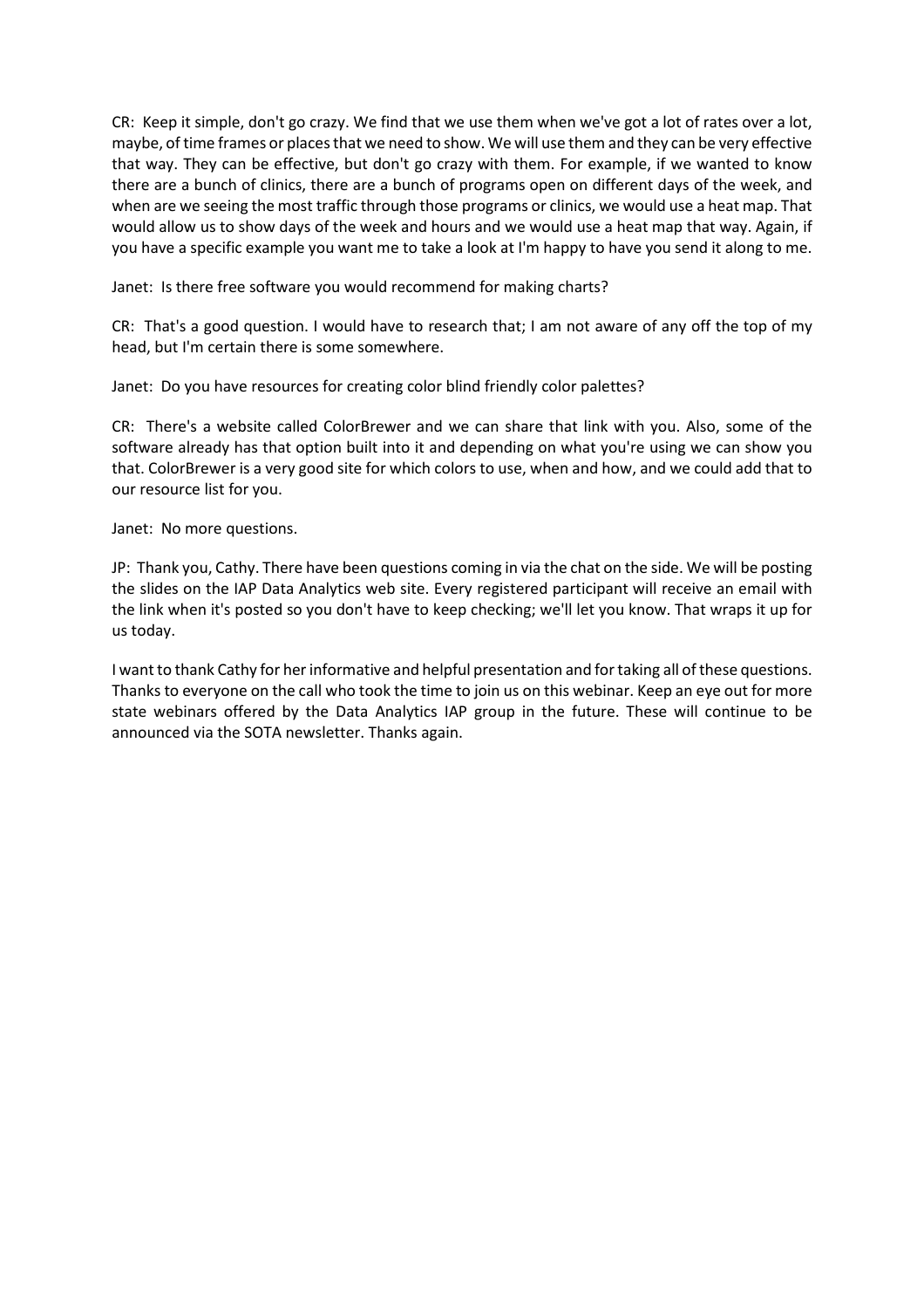CR: Keep it simple, don't go crazy. We find that we use them when we've got a lot of rates over a lot, maybe, of time frames or places that we need to show. We will use them and they can be very effective that way. They can be effective, but don't go crazy with them. For example, if we wanted to know there are a bunch of clinics, there are a bunch of programs open on different days of the week, and when are we seeing the most traffic through those programs or clinics, we would use a heat map. That would allow us to show days of the week and hours and we would use a heat map that way. Again, if you have a specific example you want me to take a look at I'm happy to have you send it along to me.

Janet: Is there free software you would recommend for making charts?

CR: That's a good question. I would have to research that; I am not aware of any off the top of my head, but I'm certain there is some somewhere.

Janet: Do you have resources for creating color blind friendly color palettes?

CR: There's a website called ColorBrewer and we can share that link with you. Also, some of the software already has that option built into it and depending on what you're using we can show you that. ColorBrewer is a very good site for which colors to use, when and how, and we could add that to our resource list for you.

Janet: No more questions.

JP: Thank you, Cathy. There have been questions coming in via the chat on the side. We will be posting the slides on the IAP Data Analytics web site. Every registered participant will receive an email with the link when it's posted so you don't have to keep checking; we'll let you know. That wraps it up for us today.

I want to thank Cathy for her informative and helpful presentation and for taking all of these questions. Thanks to everyone on the call who took the time to join us on this webinar. Keep an eye out for more state webinars offered by the Data Analytics IAP group in the future. These will continue to be announced via the SOTA newsletter. Thanks again.